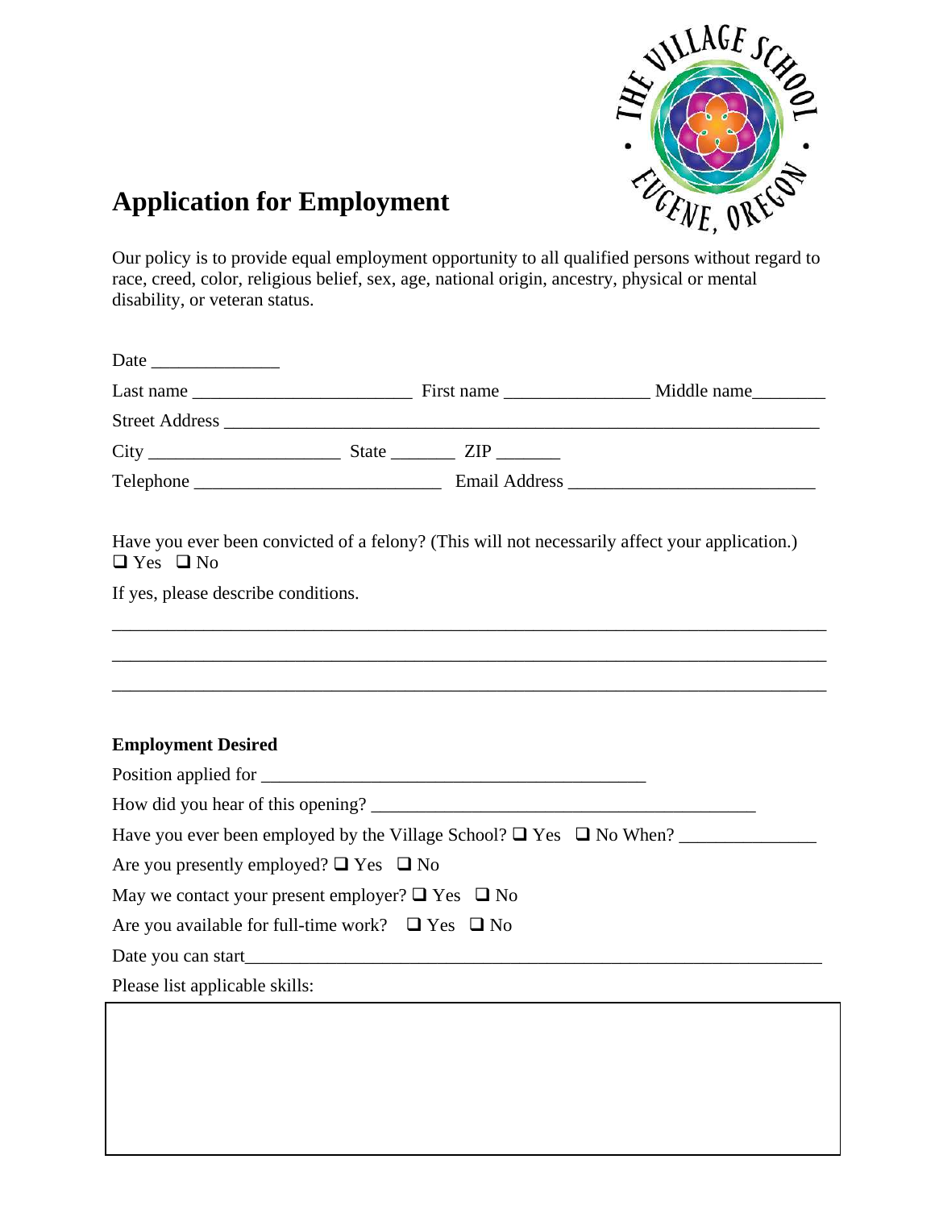# Application for Employment

Our policy is to provide equal employment opportunity to all qualified persons without regard to race, creed, color, religious belief, sex, age, national origin, ancestry, physical or mental disability, or veteran status.

Date _______________

Last name _________________________ First name _________________ Middle name________

Street Address _____________________________________________________________________

City ______________________ State _______ ZIP _______

Telephone ____________________________ Email Address ____________________________

Have you ever been convicted of a felony? (This will not necessarily affect your application.)
❑ Yes ❑ No

If yes, please describe conditions.

_______________________________________________________________________________

_______________________________________________________________________________

_______________________________________________________________________________

**Employment Desired**

Position applied for ____________________________________________

How did you hear of this opening? ____________________________________________

Have you ever been employed by the Village School? ❑ Yes ❑ No When? _______________

Are you presently employed? ❑ Yes ❑ No

May we contact your present employer? ❑ Yes ❑ No

Are you available for full-time work? ❑ Yes ❑ No

Date you can start_______________________________________________________________

Please list applicable skills: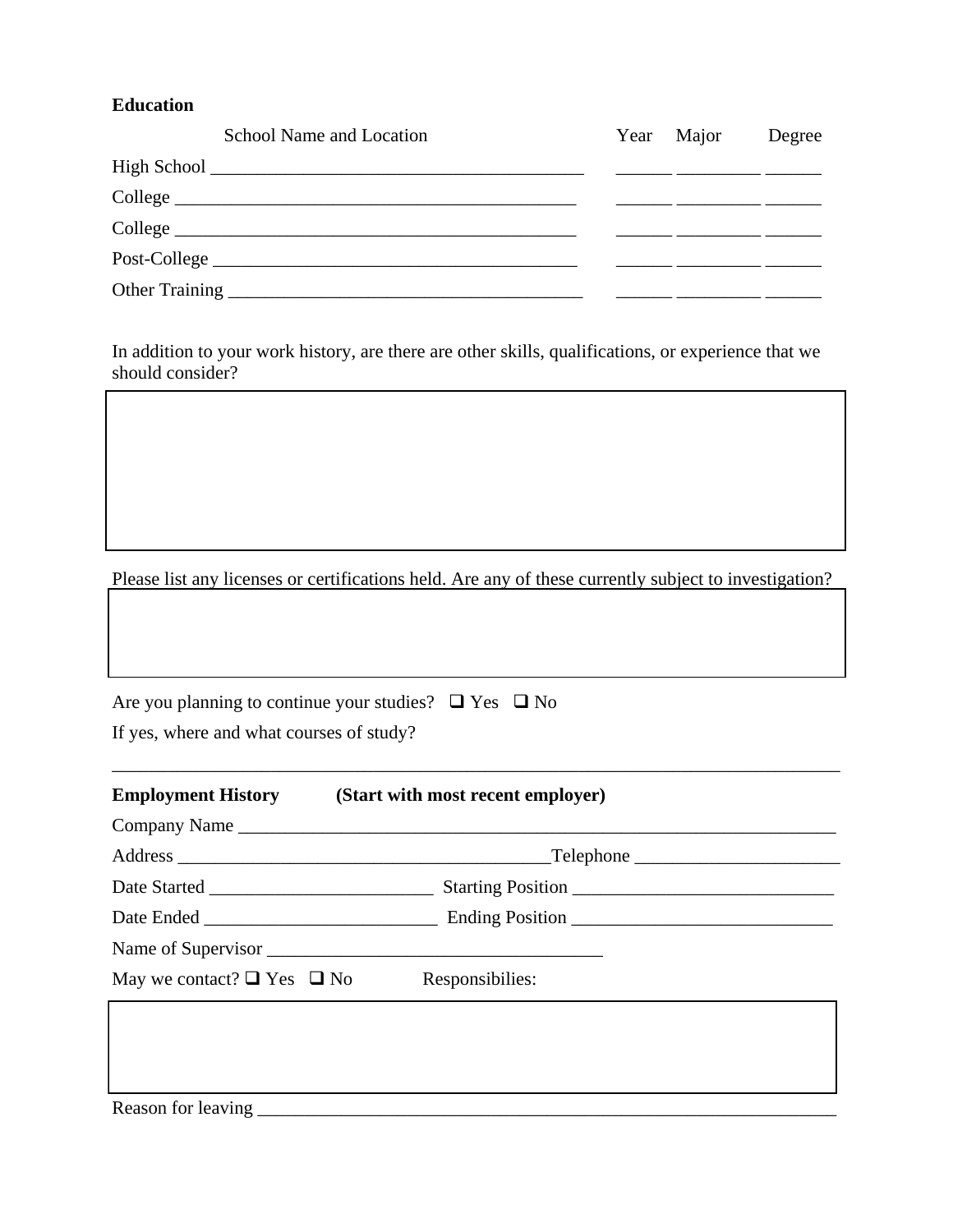**Education**

| School Name and Location | Year | Major | Degree |
|---|---|---|---|
| High School ________________________________________ | ______ | _________ | ______ |
| College ____________________________________________ | ______ | _________ | ______ |
| College ____________________________________________ | ______ | _________ | ______ |
| Post-College ________________________________________ | ______ | _________ | ______ |
| Other Training ______________________________________ | ______ | _________ | ______ |

In addition to your work history, are there are other skills, qualifications, or experience that we should consider?

Please list any licenses or certifications held. Are any of these currently subject to investigation?

Are you planning to continue your studies? ❑ Yes ❑ No

If yes, where and what courses of study?

_______________________________________________________________________________

**Employment History** **(Start with most recent employer)**

Company Name ________________________________________________________________

Address ________________________________________Telephone ______________________

Date Started ________________________ Starting Position ___________________________

Date Ended _________________________ Ending Position ___________________________

Name of Supervisor ____________________________________

May we contact? ❑ Yes ❑ No Responsibilies:

Reason for leaving ______________________________________________________________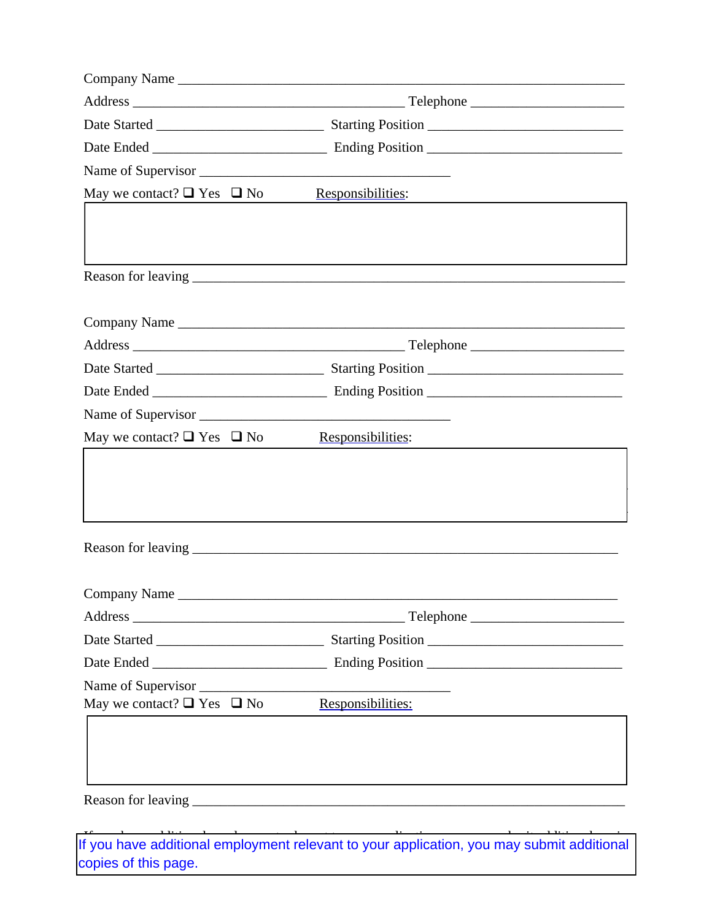Company Name ____________________________________________________________

Address ________________________________________ Telephone ____________________

Date Started ________________________ Starting Position __________________________

Date Ended _________________________ Ending Position __________________________

Name of Supervisor ____________________________________

May we contact? ☐ Yes ☐ No Responsibilities:

|  |
|---|
|  |

Reason for leaving ________________________________________________________________

Company Name ____________________________________________________________

Address ________________________________________ Telephone ____________________

Date Started ________________________ Starting Position __________________________

Date Ended _________________________ Ending Position __________________________

Name of Supervisor ____________________________________

May we contact? ☐ Yes ☐ No Responsibilities:

|  |
|---|
|  |

Reason for leaving ______________________________________________________________

Company Name ___________________________________________________________

Address ________________________________________ Telephone ____________________

Date Started ________________________ Starting Position __________________________

Date Ended _________________________ Ending Position __________________________

Name of Supervisor ____________________________________

May we contact? ☐ Yes ☐ No Responsibilities:

|  |
|---|
|  |

Reason for leaving ________________________________________________________________

If you have additional employment relevant to your application, you may submit additional copies of this page.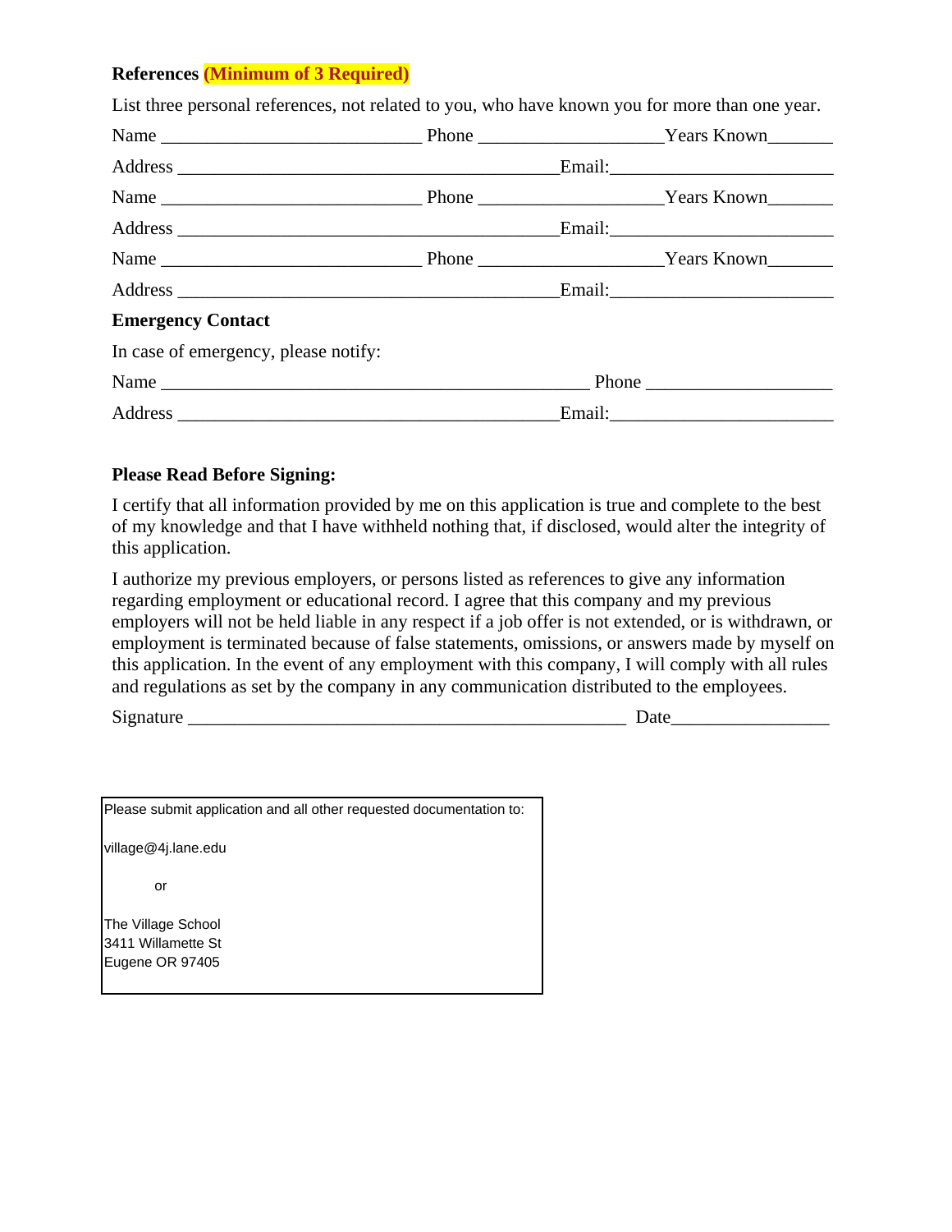**References** **(Minimum of 3 Required)**

List three personal references, not related to you, who have known you for more than one year.

Name ___________________________ Phone ___________________Years Known_______

Address ________________________________________Email:_______________________

Name ___________________________ Phone ___________________Years Known_______

Address ________________________________________Email:_______________________

Name ___________________________ Phone ___________________Years Known_______

Address ________________________________________Email:_______________________

**Emergency Contact**

In case of emergency, please notify:

Name _____________________________________________ Phone ___________________

Address ________________________________________Email:_______________________

**Please Read Before Signing:**

I certify that all information provided by me on this application is true and complete to the best of my knowledge and that I have withheld nothing that, if disclosed, would alter the integrity of this application.

I authorize my previous employers, or persons listed as references to give any information regarding employment or educational record. I agree that this company and my previous employers will not be held liable in any respect if a job offer is not extended, or is withdrawn, or employment is terminated because of false statements, omissions, or answers made by myself on this application. In the event of any employment with this company, I will comply with all rules and regulations as set by the company in any communication distributed to the employees.

Signature ______________________________________________ Date________________

Please submit application and all other requested documentation to:

village@4j.lane.edu

or

The Village School
3411 Willamette St
Eugene OR 97405